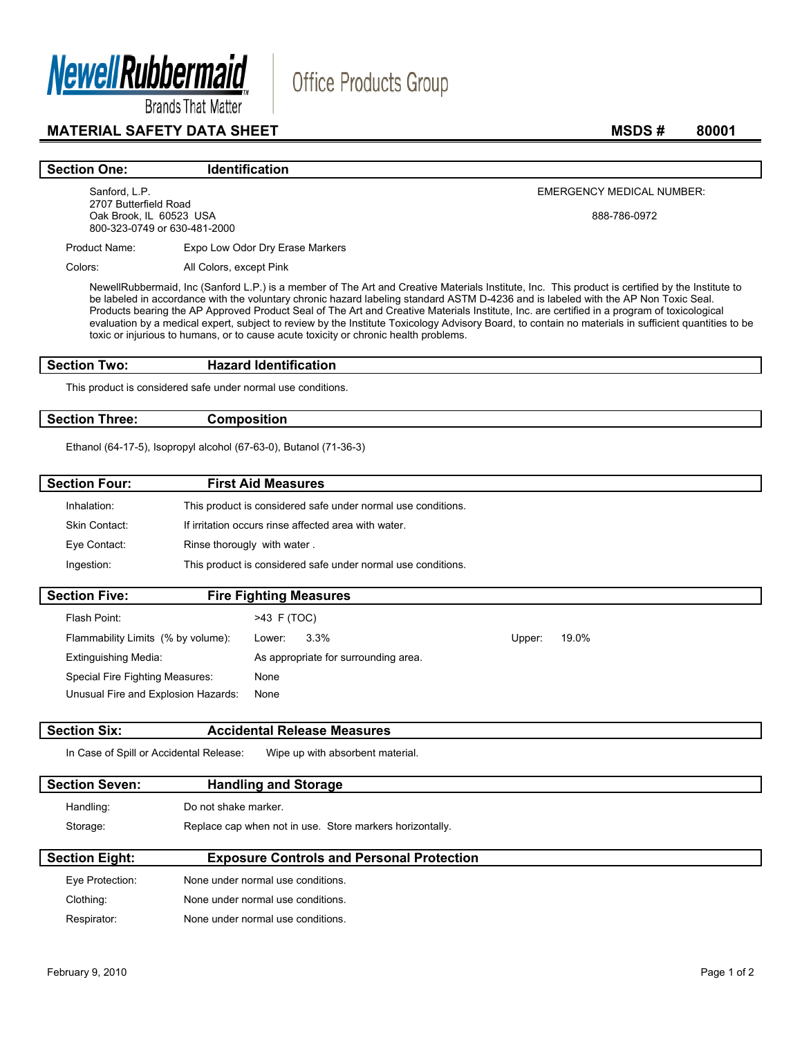NewellRubbermaid
Brands That Matter

Office Products Group

# MATERIAL SAFETY DATA SHEET

**MSDS # 80001**

## Section One: Identification

Sanford, L.P.
2707 Butterfield Road
Oak Brook, IL 60523 USA
800-323-0749 or 630-481-2000

EMERGENCY MEDICAL NUMBER:

888-786-0972

Product Name: Expo Low Odor Dry Erase Markers

Colors: All Colors, except Pink

NewellRubbermaid, Inc (Sanford L.P.) is a member of The Art and Creative Materials Institute, Inc. This product is certified by the Institute to be labeled in accordance with the voluntary chronic hazard labeling standard ASTM D-4236 and is labeled with the AP Non Toxic Seal. Products bearing the AP Approved Product Seal of The Art and Creative Materials Institute, Inc. are certified in a program of toxicological evaluation by a medical expert, subject to review by the Institute Toxicology Advisory Board, to contain no materials in sufficient quantities to be toxic or injurious to humans, or to cause acute toxicity or chronic health problems.

## Section Two: Hazard Identification

This product is considered safe under normal use conditions.

## Section Three: Composition

Ethanol (64-17-5), Isopropyl alcohol (67-63-0), Butanol (71-36-3)

## Section Four: First Aid Measures

Inhalation: This product is considered safe under normal use conditions.

Skin Contact: If irritation occurs rinse affected area with water.

Eye Contact: Rinse thoroughly with water .

Ingestion: This product is considered safe under normal use conditions.

## Section Five: Fire Fighting Measures

Flash Point: >43 F (TOC)

Flammability Limits (% by volume): Lower: 3.3% Upper: 19.0%

Extinguishing Media: As appropriate for surrounding area.

Special Fire Fighting Measures: None

Unusual Fire and Explosion Hazards: None

## Section Six: Accidental Release Measures

In Case of Spill or Accidental Release: Wipe up with absorbent material.

## Section Seven: Handling and Storage

Handling: Do not shake marker.

Storage: Replace cap when not in use. Store markers horizontally.

## Section Eight: Exposure Controls and Personal Protection

Eye Protection: None under normal use conditions.

Clothing: None under normal use conditions.

Respirator: None under normal use conditions.

February 9, 2010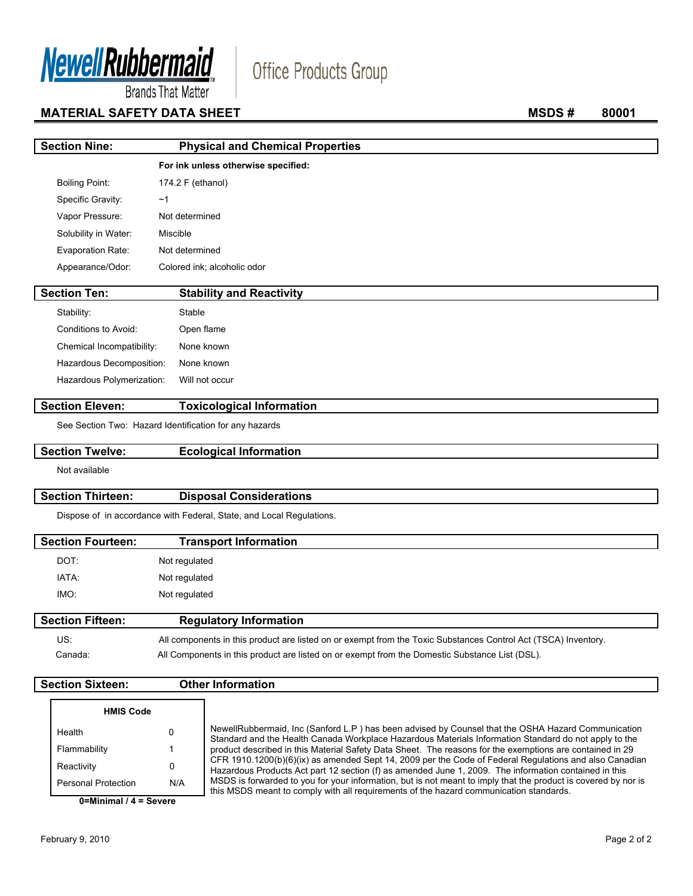**Newell Rubbermaid** Brands That Matter | Office Products Group

## MATERIAL SAFETY DATA SHEET — MSDS # 80001

## Section Nine: Physical and Chemical Properties

**For ink unless otherwise specified:**

| | |
|---|---|
| Boiling Point: | 174.2 F (ethanol) |
| Specific Gravity: | ~1 |
| Vapor Pressure: | Not determined |
| Solubility in Water: | Miscible |
| Evaporation Rate: | Not determined |
| Appearance/Odor: | Colored ink; alcoholic odor |

## Section Ten: Stability and Reactivity

| | |
|---|---|
| Stability: | Stable |
| Conditions to Avoid: | Open flame |
| Chemical Incompatibility: | None known |
| Hazardous Decomposition: | None known |
| Hazardous Polymerization: | Will not occur |

## Section Eleven: Toxicological Information

See Section Two: Hazard Identification for any hazards

## Section Twelve: Ecological Information

Not available

## Section Thirteen: Disposal Considerations

Dispose of in accordance with Federal, State, and Local Regulations.

## Section Fourteen: Transport Information

| | |
|---|---|
| DOT: | Not regulated |
| IATA: | Not regulated |
| IMO: | Not regulated |

## Section Fifteen: Regulatory Information

| | |
|---|---|
| US: | All components in this product are listed on or exempt from the Toxic Substances Control Act (TSCA) Inventory. |
| Canada: | All Components in this product are listed on or exempt from the Domestic Substance List (DSL). |

## Section Sixteen: Other Information

| HMIS Code | |
|---|---|
| Health | 0 |
| Flammability | 1 |
| Reactivity | 0 |
| Personal Protection | N/A |

**0=Minimal / 4 = Severe**

NewellRubbermaid, Inc (Sanford L.P ) has been advised by Counsel that the OSHA Hazard Communication Standard and the Health Canada Workplace Hazardous Materials Information Standard do not apply to the product described in this Material Safety Data Sheet. The reasons for the exemptions are contained in 29 CFR 1910.1200(b)(6)(ix) as amended Sept 14, 2009 per the Code of Federal Regulations and also Canadian Hazardous Products Act part 12 section (f) as amended June 1, 2009. The information contained in this MSDS is forwarded to you for your information, but is not meant to imply that the product is covered by nor is this MSDS meant to comply with all requirements of the hazard communication standards.

February 9, 2010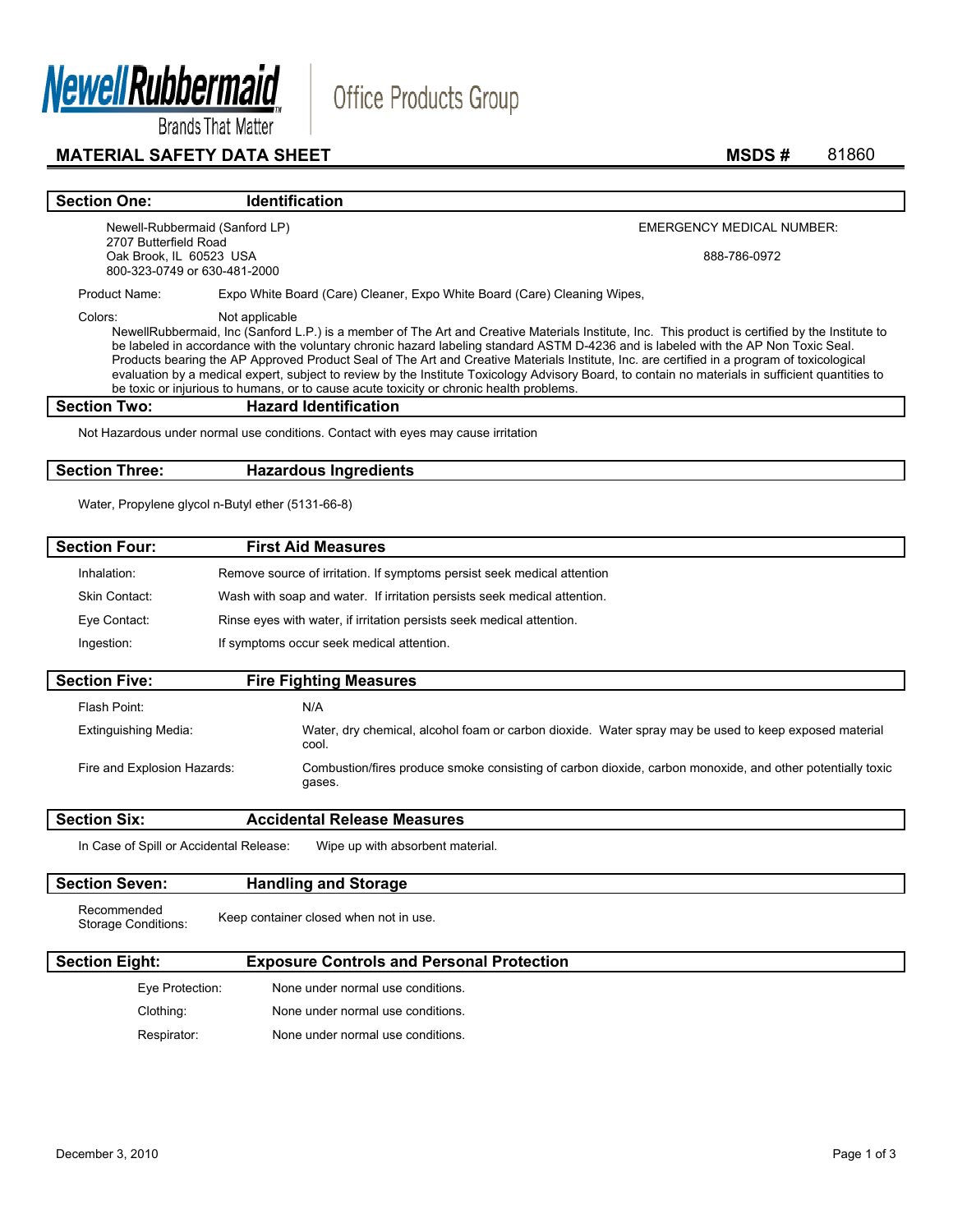Newell Rubbermaid
Brands That Matter

Office Products Group

# MATERIAL SAFETY DATA SHEET

**MSDS #** 81860

## Section One: Identification

Newell-Rubbermaid (Sanford LP)
2707 Butterfield Road
Oak Brook, IL 60523 USA
800-323-0749 or 630-481-2000

EMERGENCY MEDICAL NUMBER:

888-786-0972

Product Name: Expo White Board (Care) Cleaner, Expo White Board (Care) Cleaning Wipes,

Colors: Not applicable

NewellRubbermaid, Inc (Sanford L.P.) is a member of The Art and Creative Materials Institute, Inc. This product is certified by the Institute to be labeled in accordance with the voluntary chronic hazard labeling standard ASTM D-4236 and is labeled with the AP Non Toxic Seal. Products bearing the AP Approved Product Seal of The Art and Creative Materials Institute, Inc. are certified in a program of toxicological evaluation by a medical expert, subject to review by the Institute Toxicology Advisory Board, to contain no materials in sufficient quantities to be toxic or injurious to humans, or to cause acute toxicity or chronic health problems.

## Section Two: Hazard Identification

Not Hazardous under normal use conditions. Contact with eyes may cause irritation

## Section Three: Hazardous Ingredients

Water, Propylene glycol n-Butyl ether (5131-66-8)

## Section Four: First Aid Measures

Inhalation: Remove source of irritation. If symptoms persist seek medical attention

Skin Contact: Wash with soap and water. If irritation persists seek medical attention.

Eye Contact: Rinse eyes with water, if irritation persists seek medical attention.

Ingestion: If symptoms occur seek medical attention.

## Section Five: Fire Fighting Measures

Flash Point: N/A

Extinguishing Media: Water, dry chemical, alcohol foam or carbon dioxide. Water spray may be used to keep exposed material cool.

Fire and Explosion Hazards: Combustion/fires produce smoke consisting of carbon dioxide, carbon monoxide, and other potentially toxic gases.

## Section Six: Accidental Release Measures

In Case of Spill or Accidental Release: Wipe up with absorbent material.

## Section Seven: Handling and Storage

Recommended Storage Conditions: Keep container closed when not in use.

## Section Eight: Exposure Controls and Personal Protection

Eye Protection: None under normal use conditions.

Clothing: None under normal use conditions.

Respirator: None under normal use conditions.

December 3, 2010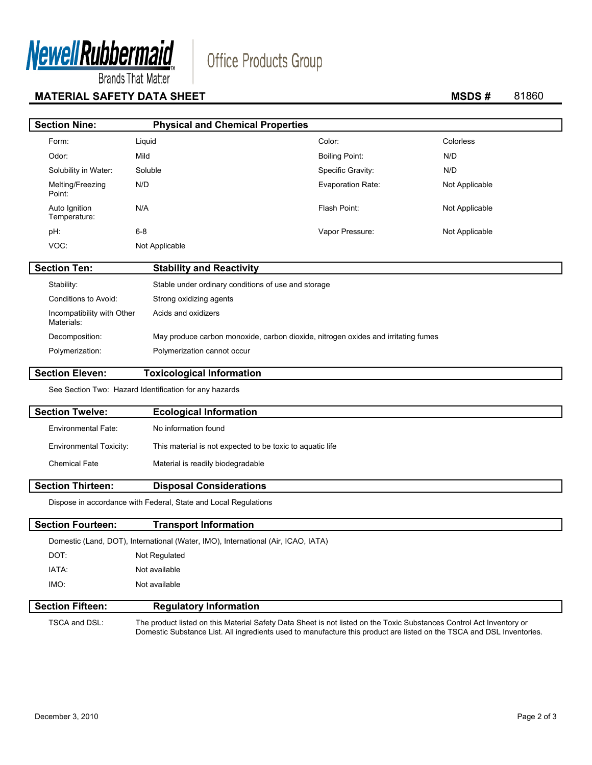**Newell Rubbermaid** Brands That Matter | Office Products Group

## MATERIAL SAFETY DATA SHEET — MSDS # 81860

## Section Nine: Physical and Chemical Properties

| | | | |
|---|---|---|---|
| Form: | Liquid | Color: | Colorless |
| Odor: | Mild | Boiling Point: | N/D |
| Solubility in Water: | Soluble | Specific Gravity: | N/D |
| Melting/Freezing Point: | N/D | Evaporation Rate: | Not Applicable |
| Auto Ignition Temperature: | N/A | Flash Point: | Not Applicable |
| pH: | 6-8 | Vapor Pressure: | Not Applicable |
| VOC: | Not Applicable | | |

## Section Ten: Stability and Reactivity

| | |
|---|---|
| Stability: | Stable under ordinary conditions of use and storage |
| Conditions to Avoid: | Strong oxidizing agents |
| Incompatibility with Other Materials: | Acids and oxidizers |
| Decomposition: | May produce carbon monoxide, carbon dioxide, nitrogen oxides and irritating fumes |
| Polymerization: | Polymerization cannot occur |

## Section Eleven: Toxicological Information

See Section Two: Hazard Identification for any hazards

## Section Twelve: Ecological Information

| | |
|---|---|
| Environmental Fate: | No information found |
| Environmental Toxicity: | This material is not expected to be toxic to aquatic life |
| Chemical Fate | Material is readily biodegradable |

## Section Thirteen: Disposal Considerations

Dispose in accordance with Federal, State and Local Regulations

## Section Fourteen: Transport Information

Domestic (Land, DOT), International (Water, IMO), International (Air, ICAO, IATA)

| | |
|---|---|
| DOT: | Not Regulated |
| IATA: | Not available |
| IMO: | Not available |

## Section Fifteen: Regulatory Information

TSCA and DSL: The product listed on this Material Safety Data Sheet is not listed on the Toxic Substances Control Act Inventory or Domestic Substance List. All ingredients used to manufacture this product are listed on the TSCA and DSL Inventories.

December 3, 2010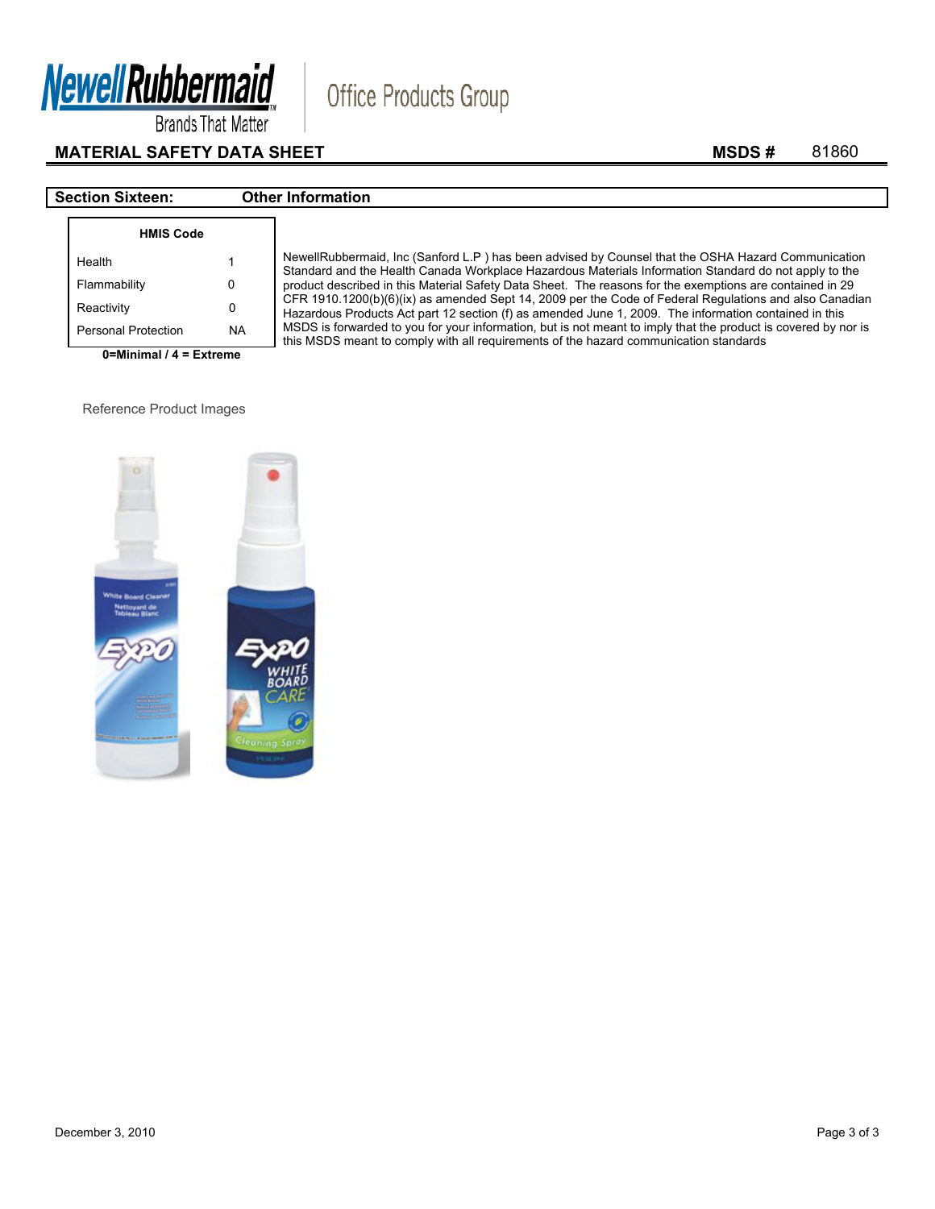MATERIAL SAFETY DATA SHEET — MSDS # 81860

## Section Sixteen: Other Information

| HMIS Code | |
|---|---|
| Health | 1 |
| Flammability | 0 |
| Reactivity | 0 |
| Personal Protection | NA |

**0=Minimal / 4 = Extreme**

NewellRubbermaid, Inc (Sanford L.P ) has been advised by Counsel that the OSHA Hazard Communication Standard and the Health Canada Workplace Hazardous Materials Information Standard do not apply to the product described in this Material Safety Data Sheet. The reasons for the exemptions are contained in 29 CFR 1910.1200(b)(6)(ix) as amended Sept 14, 2009 per the Code of Federal Regulations and also Canadian Hazardous Products Act part 12 section (f) as amended June 1, 2009. The information contained in this MSDS is forwarded to you for your information, but is not meant to imply that the product is covered by nor is this MSDS meant to comply with all requirements of the hazard communication standards

Reference Product Images

December 3, 2010